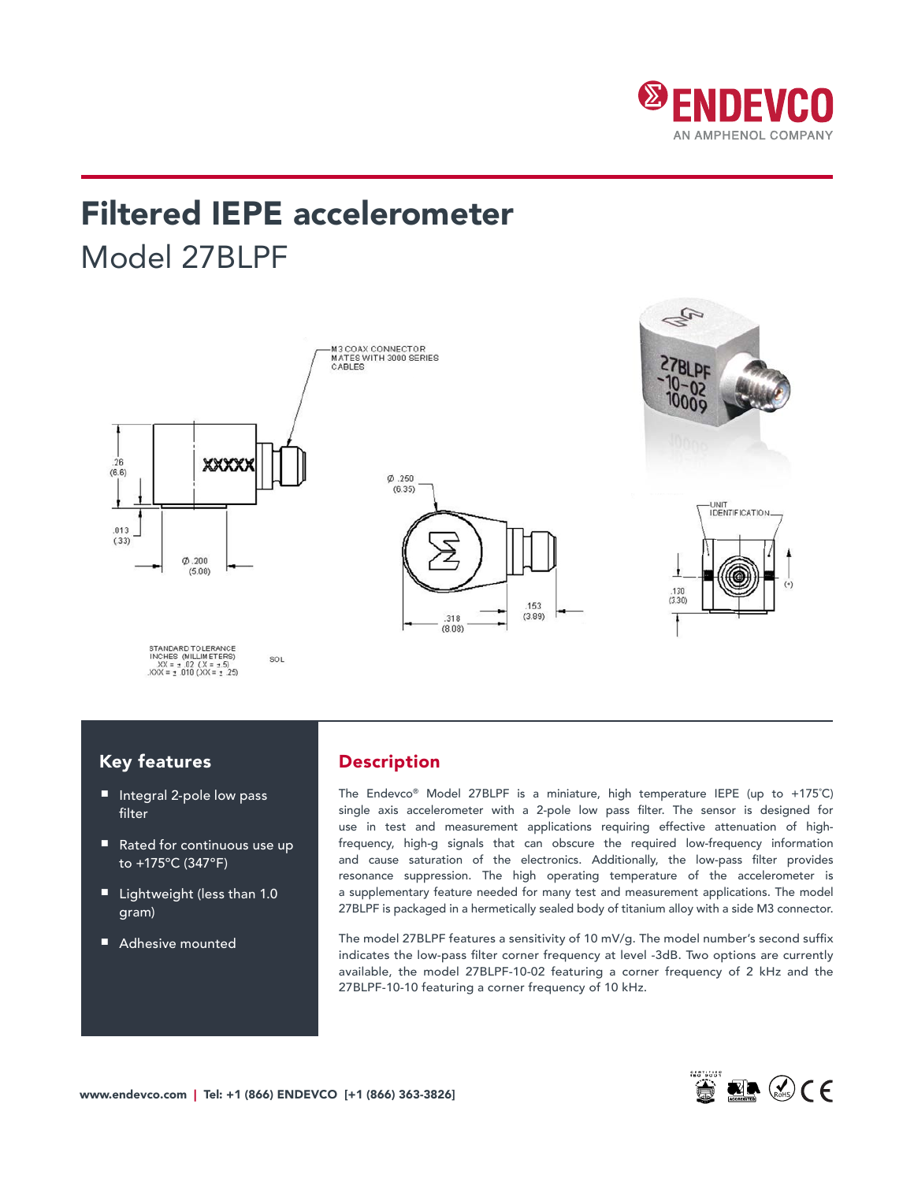# Filtered IEPE accelerometer

## Model 27BLPF

M3 COAX CONNECTOR MATES WITH 3000 SERIES CABLES

.26 (6.6)

.013 (.33)

Ø .200 (5.08)

Ø .250 (6.35)

.318 (8.08)

.153 (3.89)

UNIT IDENTIFICATION

.130 (3.30)

(+)

STANDARD TOLERANCE
INCHES (MILLIMETERS)
.XX = ± .02 (.X = ±.5)
.XXX = ± .010 (.XX = ± .25)

SOL

## Key features

- Integral 2-pole low pass filter
- Rated for continuous use up to +175°C (347°F)
- Lightweight (less than 1.0 gram)
- Adhesive mounted

## Description

The Endevco® Model 27BLPF is a miniature, high temperature IEPE (up to +175˚C) single axis accelerometer with a 2-pole low pass filter. The sensor is designed for use in test and measurement applications requiring effective attenuation of high-frequency, high-g signals that can obscure the required low-frequency information and cause saturation of the electronics. Additionally, the low-pass filter provides resonance suppression. The high operating temperature of the accelerometer is a supplementary feature needed for many test and measurement applications. The model 27BLPF is packaged in a hermetically sealed body of titanium alloy with a side M3 connector.

The model 27BLPF features a sensitivity of 10 mV/g. The model number's second suffix indicates the low-pass filter corner frequency at level -3dB. Two options are currently available, the model 27BLPF-10-02 featuring a corner frequency of 2 kHz and the 27BLPF-10-10 featuring a corner frequency of 10 kHz.

www.endevco.com | Tel: +1 (866) ENDEVCO [+1 (866) 363-3826]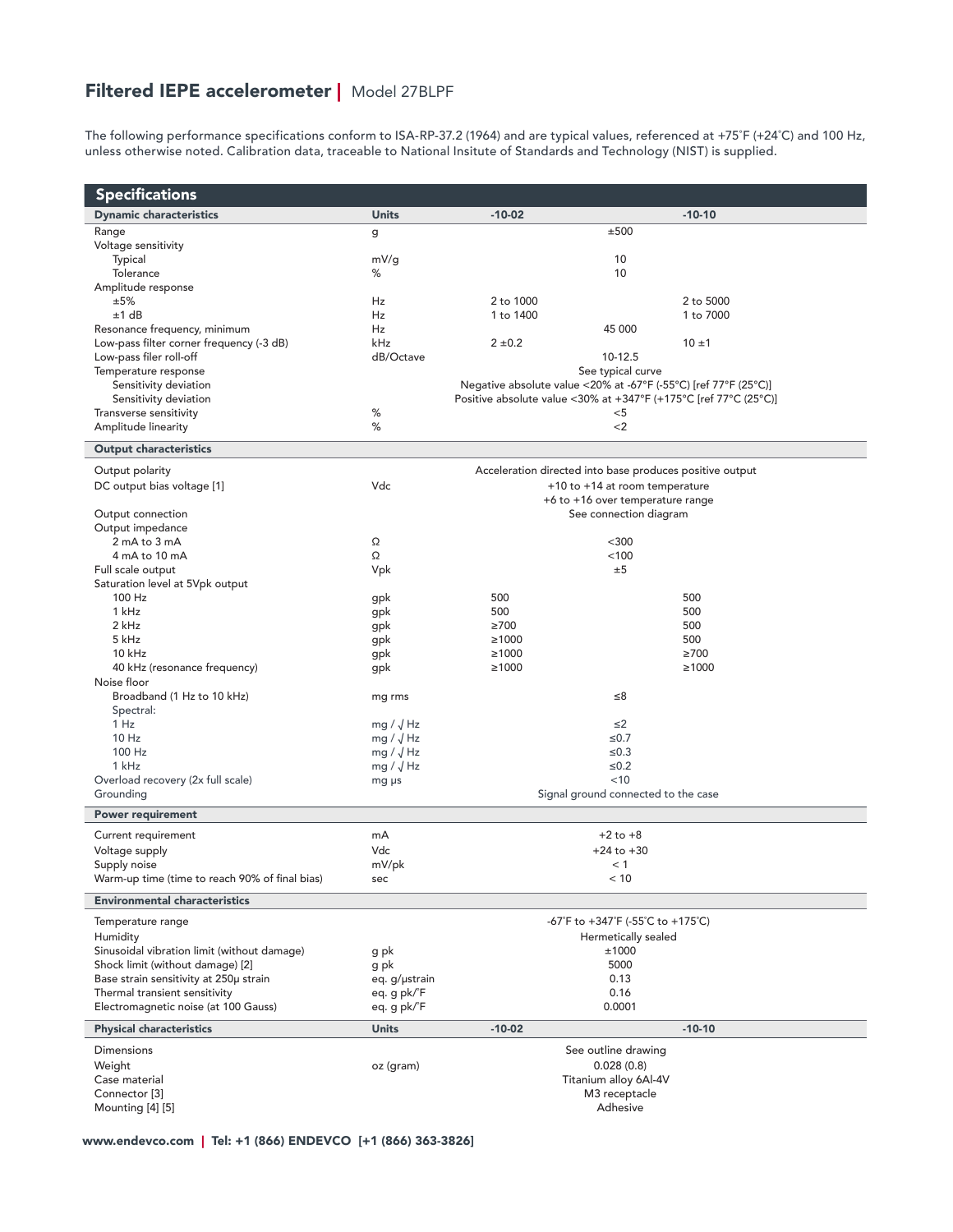## Filtered IEPE accelerometer | Model 27BLPF

The following performance specifications conform to ISA-RP-37.2 (1964) and are typical values, referenced at +75˚F (+24˚C) and 100 Hz, unless otherwise noted. Calibration data, traceable to National Insitute of Standards and Technology (NIST) is supplied.

### Specifications

| Dynamic characteristics | Units | -10-02 | -10-10 |
|---|---|---|---|
| Range | g | ±500 | |
| Voltage sensitivity | | | |
| Typical | mV/g | 10 | |
| Tolerance | % | 10 | |
| Amplitude response | | | |
| ±5% | Hz | 2 to 1000 | 2 to 5000 |
| ±1 dB | Hz | 1 to 1400 | 1 to 7000 |
| Resonance frequency, minimum | Hz | 45 000 | |
| Low-pass filter corner frequency (-3 dB) | kHz | 2 ±0.2 | 10 ±1 |
| Low-pass filer roll-off | dB/Octave | 10-12.5 | |
| Temperature response | | See typical curve | |
| Sensitivity deviation | | Negative absolute value <20% at -67°F (-55°C) [ref 77°F (25°C)] | |
| Sensitivity deviation | | Positive absolute value <30% at +347°F (+175°C) [ref 77°C (25°C)] | |
| Transverse sensitivity | % | <5 | |
| Amplitude linearity | % | <2 | |
| **Output characteristics** | | | |
| Output polarity | | Acceleration directed into base produces positive output | |
| DC output bias voltage [1] | Vdc | +10 to +14 at room temperature<br>+6 to +16 over temperature range | |
| Output connection | | See connection diagram | |
| Output impedance | | | |
| 2 mA to 3 mA | Ω | <300 | |
| 4 mA to 10 mA | Ω | <100 | |
| Full scale output | Vpk | ±5 | |
| Saturation level at 5Vpk output | | | |
| 100 Hz | gpk | 500 | 500 |
| 1 kHz | gpk | 500 | 500 |
| 2 kHz | gpk | ≥700 | 500 |
| 5 kHz | gpk | ≥1000 | 500 |
| 10 kHz | gpk | ≥1000 | ≥700 |
| 40 kHz (resonance frequency) | gpk | ≥1000 | ≥1000 |
| Noise floor | | | |
| Broadband (1 Hz to 10 kHz) | mg rms | ≤8 | |
| Spectral: | | | |
| 1 Hz | mg / √ Hz | ≤2 | |
| 10 Hz | mg / √ Hz | ≤0.7 | |
| 100 Hz | mg / √ Hz | ≤0.3 | |
| 1 kHz | mg / √ Hz | ≤0.2 | |
| Overload recovery (2x full scale) | mg µs | <10 | |
| Grounding | | Signal ground connected to the case | |
| **Power requirement** | | | |
| Current requirement | mA | +2 to +8 | |
| Voltage supply | Vdc | +24 to +30 | |
| Supply noise | mV/pk | < 1 | |
| Warm-up time (time to reach 90% of final bias) | sec | < 10 | |
| **Environmental characteristics** | | | |
| Temperature range | | -67˚F to +347˚F (-55˚C to +175˚C) | |
| Humidity | | Hermetically sealed | |
| Sinusoidal vibration limit (without damage) | g pk | ±1000 | |
| Shock limit (without damage) [2] | g pk | 5000 | |
| Base strain sensitivity at 250µ strain | eq. g/µstrain | 0.13 | |
| Thermal transient sensitivity | eq. g pk/˚F | 0.16 | |
| Electromagnetic noise (at 100 Gauss) | eq. g pk/˚F | 0.0001 | |
| **Physical characteristics** | **Units** | **-10-02** | **-10-10** |
| Dimensions | | See outline drawing | |
| Weight | oz (gram) | 0.028 (0.8) | |
| Case material | | Titanium alloy 6Al-4V | |
| Connector [3] | | M3 receptacle | |
| Mounting [4] [5] | | Adhesive | |

www.endevco.com | Tel: +1 (866) ENDEVCO [+1 (866) 363-3826]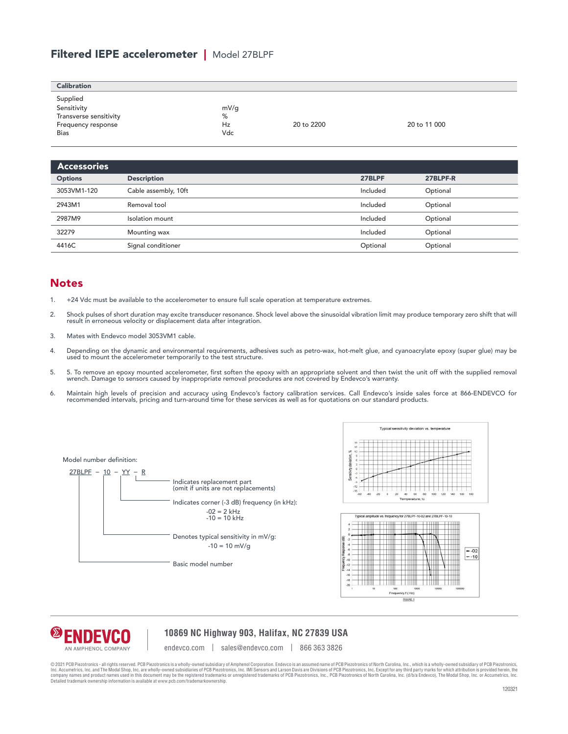# Filtered IEPE accelerometer | Model 27BLPF

| Calibration | | | |
|---|---|---|---|
| Supplied | | | |
| Sensitivity | mV/g | | |
| Transverse sensitivity | % | | |
| Frequency response | Hz | 20 to 2200 | 20 to 11 000 |
| Bias | Vdc | | |

## Accessories

| Options | Description | 27BLPF | 27BLPF-R |
|---|---|---|---|
| 3053VM1-120 | Cable assembly, 10ft | Included | Optional |
| 2943M1 | Removal tool | Included | Optional |
| 2987M9 | Isolation mount | Included | Optional |
| 32279 | Mounting wax | Included | Optional |
| 4416C | Signal conditioner | Optional | Optional |

## Notes

1. +24 Vdc must be available to the accelerometer to ensure full scale operation at temperature extremes.
2. Shock pulses of short duration may excite transducer resonance. Shock level above the sinusoidal vibration limit may produce temporary zero shift that will result in erroneous velocity or displacement data after integration.
3. Mates with Endevco model 3053VM1 cable.
4. Depending on the dynamic and environmental requirements, adhesives such as petro-wax, hot-melt glue, and cyanoacrylate epoxy (super glue) may be used to mount the accelerometer temporarily to the test structure.
5. 5. To remove an epoxy mounted accelerometer, first soften the epoxy with an appropriate solvent and then twist the unit off with the supplied removal wrench. Damage to sensors caused by inappropriate removal procedures are not covered by Endevco's warranty.
6. Maintain high levels of precision and accuracy using Endevco's factory calibration services. Call Endevco's inside sales force at 866-ENDEVCO for recommended intervals, pricing and turn-around time for these services as well as for quotations on our standard products.

Model number definition:

27BLPF – 10 – YY – R

- R: Indicates replacement part (omit if units are not replacements)
- YY: Indicates corner (-3 dB) frequency (in kHz):
  - -02 = 2 kHz
  - -10 = 10 kHz
- 10: Denotes typical sensitivity in mV/g:
  - -10 = 10 mV/g
- 27BLPF: Basic model number

Typical sensitivity deviation vs. temperature

Sensitivity deviation, %

Temperature, °C

Typical amplitude vs. frequency for 27BLPF-10-02 and 27BLPF-10-10

Frequency Response (dB)

Frequency f (Hz)

-02
-10

FIGURE 1

ENDEVCO
AN AMPHENOL COMPANY

10869 NC Highway 903, Halifax, NC 27839 USA

endevco.com | sales@endevco.com | 866 363 3826

© 2021 PCB Piezotronics - all rights reserved. PCB Piezotronics is a wholly-owned subsidiary of Amphenol Corporation. Endevco is an assumed name of PCB Piezotronics of North Carolina, Inc., which is a wholly-owned subsidiary of PCB Piezotronics, Inc. Accumetrics, Inc. and The Modal Shop, Inc. are wholly-owned subsidiaries of PCB Piezotronics, Inc. IMI Sensors and Larson Davis are Divisions of PCB Piezotronics, Inc. Except for any third party marks for which attribution is provided herein, the company names and product names used in this document may be the registered trademarks or unregistered trademarks of PCB Piezotronics, Inc., PCB Piezotronics of North Carolina, Inc. (d/b/a Endevco), The Modal Shop, Inc. or Accumetrics, Inc. Detailed trademark ownership information is available at www.pcb.com/trademarkownership.

120321